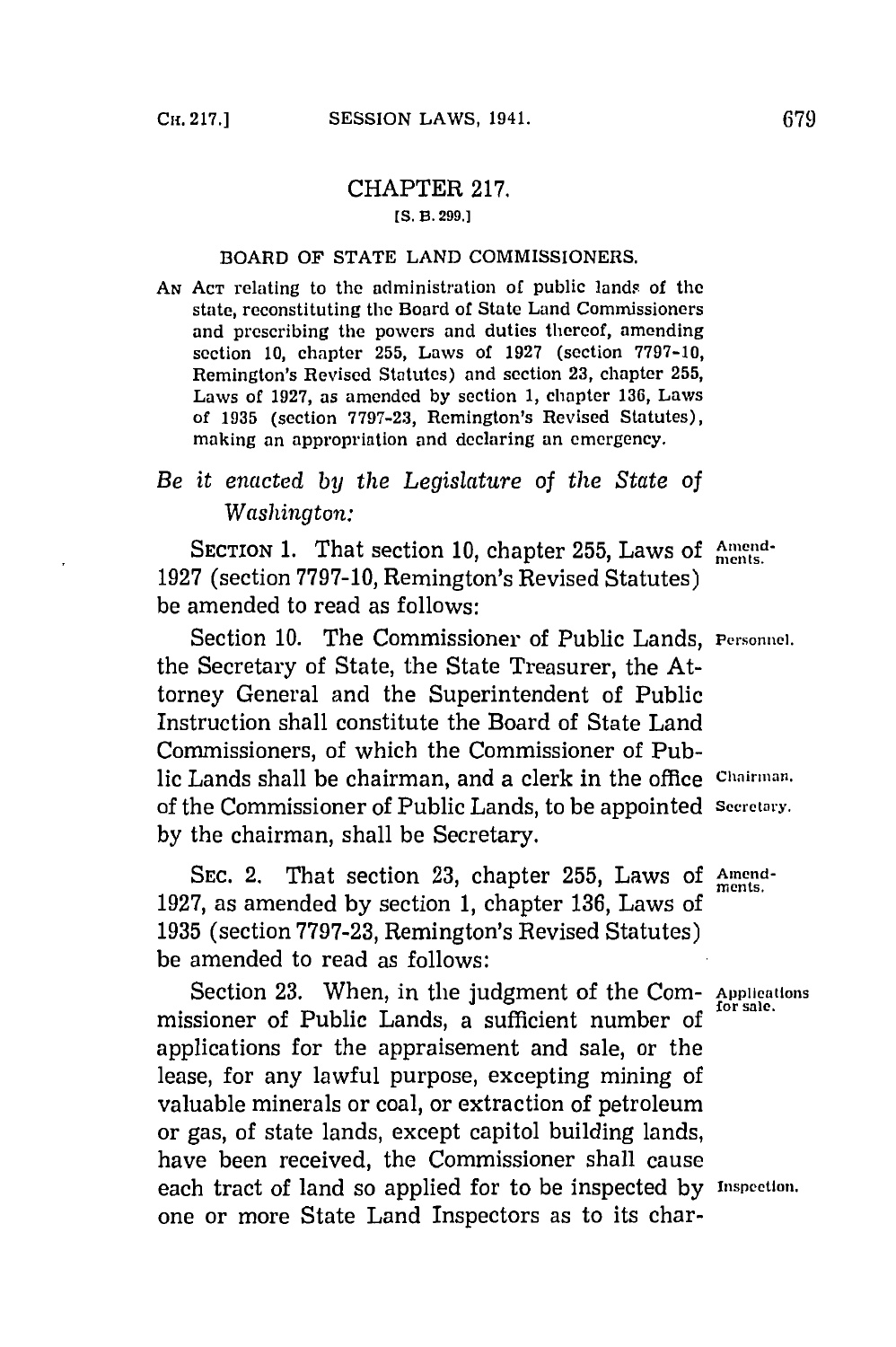# CHAPTER 217.

[S. B. 299.]

## BOARD OF STATE LAND COMMISSIONERS.

AN ACT relating to the administration of public lands of the state, reconstituting the Board of State Land Commissioners and prescribing the powers and duties thereof, amending section 10, chapter 255, Laws of 1927 (section 7797-10, Remington's Revised Statutes) and section 23, chapter 255, Laws of 1927, as amended by section 1, chapter 136, Laws of 1935 (section 7797-23, Remington's Revised Statutes), making an appropriation and declaring an emergency.

*Be it enacted by the Legislature of the State of Washington:*

SECTION 1. That section 10, chapter 255, Laws of 1927 (section 7797-10, Remington's Revised Statutes) be amended to read as follows: *Amendments.*

Section 10. The Commissioner of Public Lands, the Secretary of State, the State Treasurer, the Attorney General and the Superintendent of Public Instruction shall constitute the Board of State Land Commissioners, of which the Commissioner of Public Lands shall be chairman, and a clerk in the office of the Commissioner of Public Lands, to be appointed by the chairman, shall be Secretary. *Personnel. Chairman. Secretary.*

SEC. 2. That section 23, chapter 255, Laws of 1927, as amended by section 1, chapter 136, Laws of 1935 (section 7797-23, Remington's Revised Statutes) be amended to read as follows: *Amendments.*

Section 23. When, in the judgment of the Commissioner of Public Lands, a sufficient number of applications for the appraisement and sale, or the lease, for any lawful purpose, excepting mining of valuable minerals or coal, or extraction of petroleum or gas, of state lands, except capitol building lands, have been received, the Commissioner shall cause each tract of land so applied for to be inspected by one or more State Land Inspectors as to its char- *Applications for sale. Inspection.*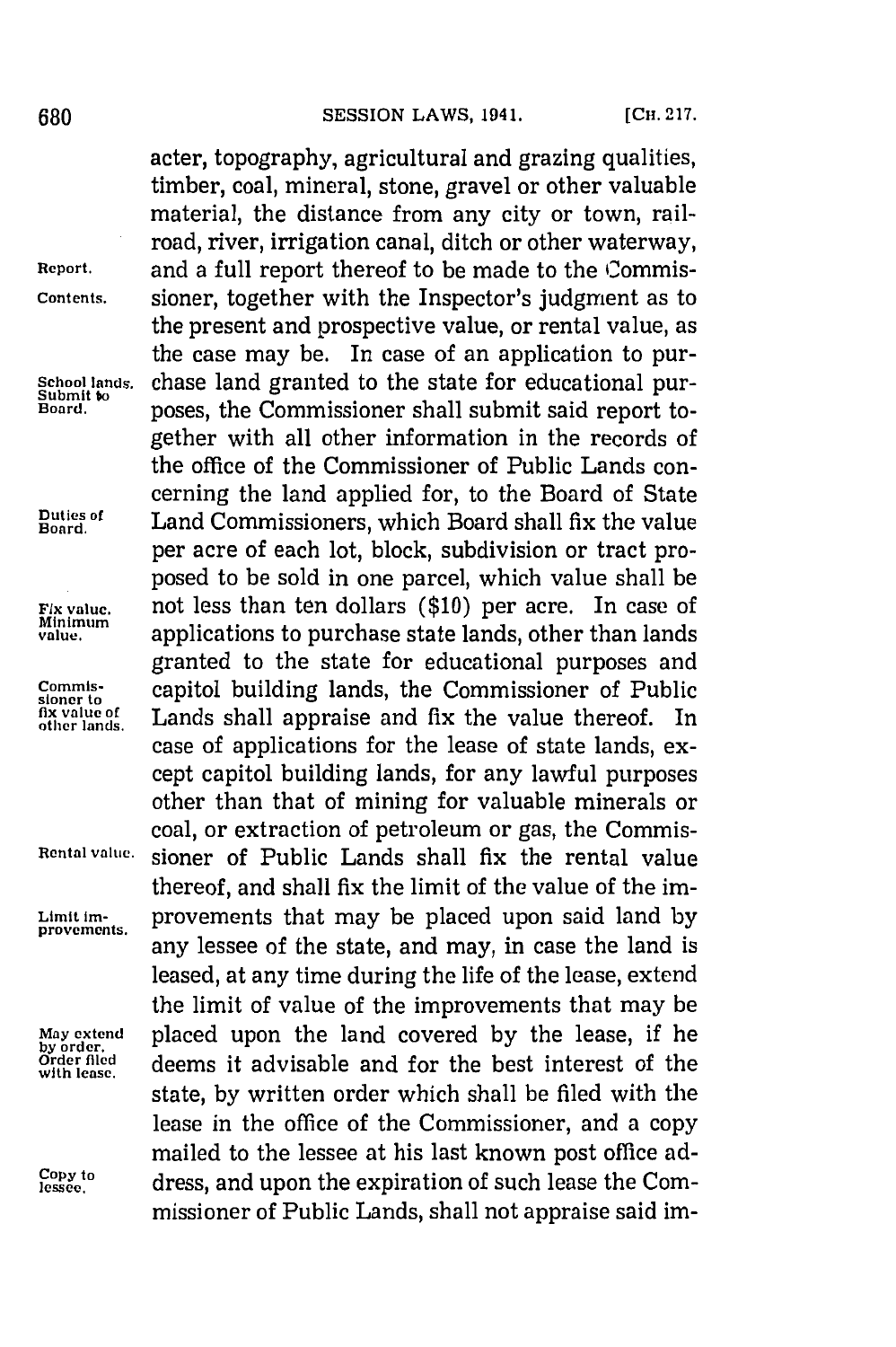acter, topography, agricultural and grazing qualities, timber, coal, mineral, stone, gravel or other valuable material, the distance from any city or town, railroad, river, irrigation canal, ditch or other waterway, and a full report thereof to be made to the Commissioner, together with the Inspector's judgment as to the present and prospective value, or rental value, as the case may be. In case of an application to purchase land granted to the state for educational purposes, the Commissioner shall submit said report together with all other information in the records of the office of the Commissioner of Public Lands concerning the land applied for, to the Board of State Land Commissioners, which Board shall fix the value per acre of each lot, block, subdivision or tract proposed to be sold in one parcel, which value shall be not less than ten dollars ($10) per acre. In case of applications to purchase state lands, other than lands granted to the state for educational purposes and capitol building lands, the Commissioner of Public Lands shall appraise and fix the value thereof. In case of applications for the lease of state lands, except capitol building lands, for any lawful purposes other than that of mining for valuable minerals or coal, or extraction of petroleum or gas, the Commissioner of Public Lands shall fix the rental value thereof, and shall fix the limit of the value of the improvements that may be placed upon said land by any lessee of the state, and may, in case the land is leased, at any time during the life of the lease, extend the limit of value of the improvements that may be placed upon the land covered by the lease, if he deems it advisable and for the best interest of the state, by written order which shall be filed with the lease in the office of the Commissioner, and a copy mailed to the lessee at his last known post office address, and upon the expiration of such lease the Commissioner of Public Lands, shall not appraise said im-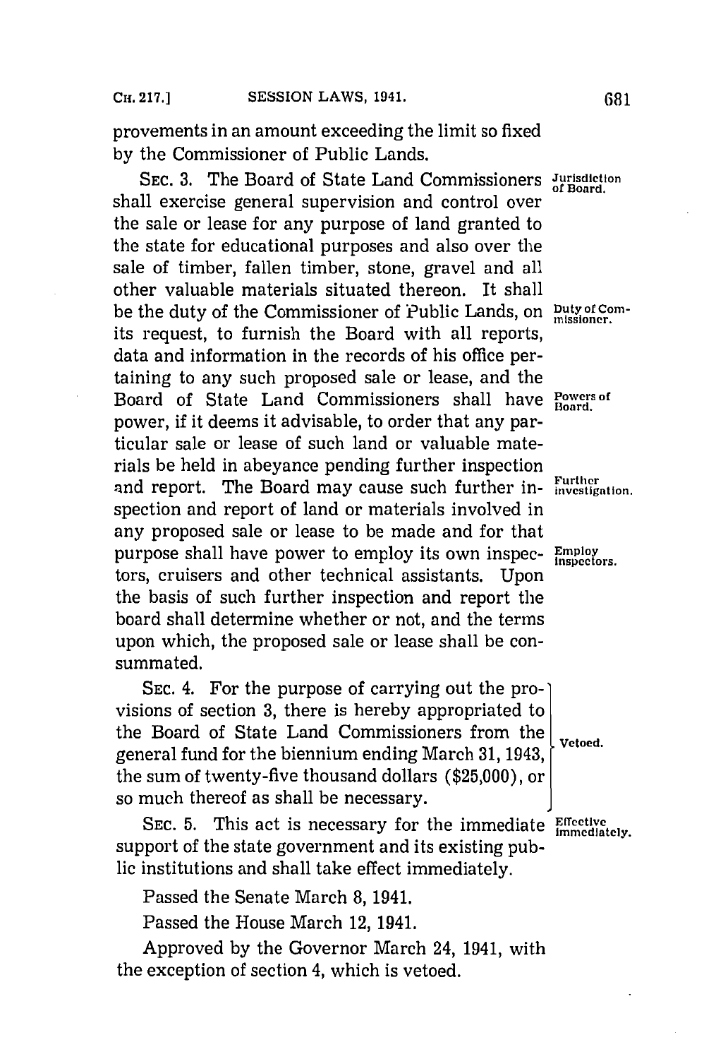provements in an amount exceeding the limit so fixed by the Commissioner of Public Lands.

SEC. 3. The Board of State Land Commissioners shall exercise general supervision and control over the sale or lease for any purpose of land granted to the state for educational purposes and also over the sale of timber, fallen timber, stone, gravel and all other valuable materials situated thereon. It shall be the duty of the Commissioner of Public Lands, on its request, to furnish the Board with all reports, data and information in the records of his office pertaining to any such proposed sale or lease, and the Board of State Land Commissioners shall have power, if it deems it advisable, to order that any particular sale or lease of such land or valuable materials be held in abeyance pending further inspection and report. The Board may cause such further inspection and report of land or materials involved in any proposed sale or lease to be made and for that purpose shall have power to employ its own inspectors, cruisers and other technical assistants. Upon the basis of such further inspection and report the board shall determine whether or not, and the terms upon which, the proposed sale or lease shall be consummated.

Jurisdiction of Board.

Duty of Commissioner.

Powers of Board.

Further investigation.

Employ inspectors.

SEC. 4. For the purpose of carrying out the provisions of section 3, there is hereby appropriated to the Board of State Land Commissioners from the general fund for the biennium ending March 31, 1943, the sum of twenty-five thousand dollars ($25,000), or so much thereof as shall be necessary.

Vetoed.

SEC. 5. This act is necessary for the immediate support of the state government and its existing public institutions and shall take effect immediately.

Effective immediately.

Passed the Senate March 8, 1941.

Passed the House March 12, 1941.

Approved by the Governor March 24, 1941, with the exception of section 4, which is vetoed.